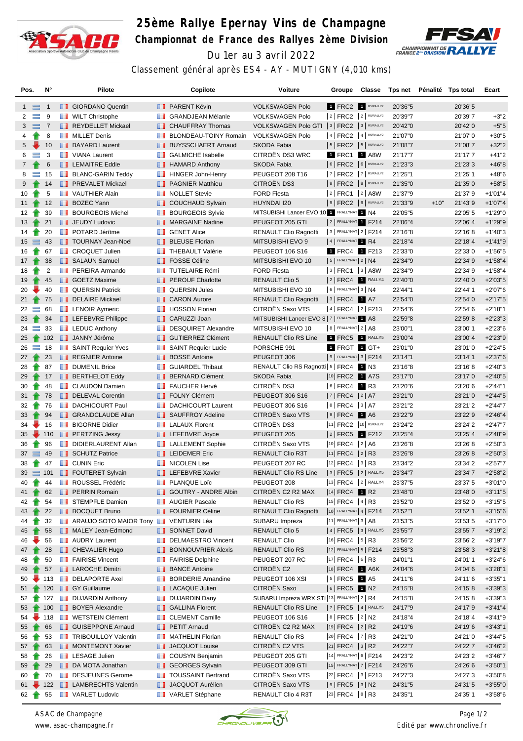# 25ème Rallye Epernay Vins de Champagne

## Championnat de France des Rallyes 2ème Division

Du 1er au 3 avril 2022

Classement général après ES4 - AY - MUTIGNY (4,010 kms)

| Pos. | N° | Pilote | Copilote | Voiture | Groupe | Classe | Tps net | Pénalité | Tps total | Ecart |
|---|---|---|---|---|---|---|---|---|---|---|
| 1 | 1 | GIORDANO Quentin | PARENT Kévin | VOLKSWAGEN Polo | 1 FRC2 | 1 R5/RALLY2 | 20'36"5 | | 20'36"5 | |
| 2 | 9 | WILT Christophe | GRANDJEAN Mélanie | VOLKSWAGEN Polo | 2 FRC2 | 2 R5/RALLY2 | 20'39"7 | | 20'39"7 | +3"2 |
| 3 | 7 | REYDELLET Mickael | CHAUFFRAY Thomas | VOLKSWAGEN Polo GTI | 3 FRC2 | 3 R5/RALLY2 | 20'42"0 | | 20'42"0 | +5"5 |
| 4 | 8 | MILLET Denis | BLONDEAU-TOINY Romain | VOLKSWAGEN Polo | 4 FRC2 | 4 R5/RALLY2 | 21'07"0 | | 21'07"0 | +30"5 |
| 5 | 10 | BAYARD Laurent | BUYSSCHAERT Arnaud | SKODA Fabia | 5 FRC2 | 5 R5/RALLY2 | 21'08"7 | | 21'08"7 | +32"2 |
| 6 | 3 | VIANA Laurent | GALMICHE Isabelle | CITROËN DS3 WRC | 1 FRC1 | 1 A8W | 21'17"7 | | 21'17"7 | +41"2 |
| 7 | 6 | LEMAITRE Eddie | HAMARD Anthony | SKODA Fabia | 6 FRC2 | 6 R5/RALLY2 | 21'23"3 | | 21'23"3 | +46"8 |
| 8 | 15 | BLANC-GARIN Teddy | HINGER John-Henry | PEUGEOT 208 T16 | 7 FRC2 | 7 R5/RALLY2 | 21'25"1 | | 21'25"1 | +48"6 |
| 9 | 14 | PREVALET Mickael | PAGNIER Matthieu | CITROËN DS3 | 8 FRC2 | 8 R5/RALLY2 | 21'35"0 | | 21'35"0 | +58"5 |
| 10 | 5 | VAUTHIER Alain | NOLLET Stevie | FORD Fiesta | 2 FRC1 | 2 A8W | 21'37"9 | | 21'37"9 | +1'01"4 |
| 11 | 12 | BOZEC Yann | COUCHAUD Sylvain | HUYNDAI I20 | 9 FRC2 | 9 R5/RALLY2 | 21'33"9 | +10" | 21'43"9 | +1'07"4 |
| 12 | 39 | BOURGEOIS Michel | BOURGEOIS Sylvie | MITSUBISHI Lancer EVO 10 | 1 FRALLYNAT | 1 N4 | 22'05"5 | | 22'05"5 | +1'29"0 |
| 13 | 21 | JEUDY Ludovic | MARGAINE Nadine | PEUGEOT 205 GTI | 2 FRALLYNAT | 1 F214 | 22'06"4 | | 22'06"4 | +1'29"9 |
| 14 | 20 | POTARD Jérôme | GENET Alice | RENAULT Clio Ragnotti | 3 FRALLYNAT | 2 F214 | 22'16"8 | | 22'16"8 | +1'40"3 |
| 15 | 43 | TOURNAY Jean-Noël | BLEUSE Florian | MITSUBISHI EVO 9 | 4 FRALLYNAT | 1 R4 | 22'18"4 | | 22'18"4 | +1'41"9 |
| 16 | 67 | CROQUET Julien | THEBAULT Valérie | PEUGEOT 106 S16 | 1 FRC4 | 1 F213 | 22'33"0 | | 22'33"0 | +1'56"5 |
| 17 | 38 | SALAUN Samuel | FOSSE Céline | MITSUBISHI EVO 10 | 5 FRALLYNAT | 2 N4 | 22'34"9 | | 22'34"9 | +1'58"4 |
| 18 | 2 | PEREIRA Armando | TUTELAIRE Rémi | FORD Fiesta | 3 FRC1 | 3 A8W | 22'34"9 | | 22'34"9 | +1'58"4 |
| 19 | 45 | GOETZ Maxime | PEROUF Charlotte | RENAULT Clio 5 | 2 FRC4 | 1 RALLY4 | 22'40"0 | | 22'40"0 | +2'03"5 |
| 20 | 40 | QUERSIN Patrick | QUERSIN Jules | MITSUBISHI EVO 10 | 6 FRALLYNAT | 3 N4 | 22'44"1 | | 22'44"1 | +2'07"6 |
| 21 | 75 | DELAIRE Mickael | CARON Aurore | RENAULT Clio Ragnotti | 3 FRC4 | 1 A7 | 22'54"0 | | 22'54"0 | +2'17"5 |
| 22 | 68 | LENOIR Aymeric | HOSSON Florian | CITROËN Saxo VTS | 4 FRC4 | 2 F213 | 22'54"6 | | 22'54"6 | +2'18"1 |
| 23 | 34 | LEFEBVRE Philippe | CARUZZI Joan | MITSUBISHI Lancer EVO 8 | 7 FRALLYNAT | 1 A8 | 22'59"8 | | 22'59"8 | +2'23"3 |
| 24 | 33 | LEDUC Anthony | DESQUIRET Alexandre | MITSUBISHI EVO 10 | 8 FRALLYNAT | 2 A8 | 23'00"1 | | 23'00"1 | +2'23"6 |
| 25 | 102 | JANNY Jérôme | GUTIERREZ Clément | RENAULT Clio RS Line | 1 FRC5 | 1 RALLY5 | 23'00"4 | | 23'00"4 | +2'23"9 |
| 26 | 18 | SAINT Requier Yves | SAINT Requier Lucie | PORSCHE 991 | 1 FRGT | 1 GT+ | 23'01"0 | | 23'01"0 | +2'24"5 |
| 27 | 23 | REGNIER Antoine | BOSSE Antoine | PEUGEOT 306 | 9 FRALLYNAT | 3 F214 | 23'14"1 | | 23'14"1 | +2'37"6 |
| 28 | 87 | DUMENIL Brice | GUIARDEL Thibaut | RENAULT Clio RS Ragnotti | 5 FRC4 | 1 N3 | 23'16"8 | | 23'16"8 | +2'40"3 |
| 29 | 17 | BERTHELOT Eddy | BERNARD Clément | SKODA Fabia | 10 FRC2 | 1 A7S | 23'17"0 | | 23'17"0 | +2'40"5 |
| 30 | 48 | CLAUDON Damien | FAUCHER Hervé | CITROËN DS3 | 6 FRC4 | 1 R3 | 23'20"6 | | 23'20"6 | +2'44"1 |
| 31 | 78 | DELEVAL Corentin | FOLNY Clément | PEUGEOT 306 S16 | 7 FRC4 | 2 A7 | 23'21"0 | | 23'21"0 | +2'44"5 |
| 32 | 76 | DACHICOURT Paul | DACHICOURT Laurent | PEUGEOT 306 S16 | 8 FRC4 | 3 A7 | 23'21"2 | | 23'21"2 | +2'44"7 |
| 33 | 94 | GRANDCLAUDE Allan | SAUFFROY Adeline | CITROËN Saxo VTS | 9 FRC4 | 1 A6 | 23'22"9 | | 23'22"9 | +2'46"4 |
| 34 | 16 | BIGORNE Didier | LALAUX Florent | CITROËN DS3 | 11 FRC2 | 10 R5/RALLY2 | 23'24"2 | | 23'24"2 | +2'47"7 |
| 35 | 110 | PERTZING Jessy | LEFEBVRE Joyce | PEUGEOT 205 | 2 FRC5 | 1 F212 | 23'25"4 | | 23'25"4 | +2'48"9 |
| 36 | 96 | DIDIERLAURENT Allan | LALLEMENT Sophie | CITROËN Saxo VTS | 10 FRC4 | 2 A6 | 23'26"8 | | 23'26"8 | +2'50"3 |
| 37 | 49 | SCHUTZ Patrice | LEIDEMER Eric | RENAULT Clio R3T | 11 FRC4 | 2 R3 | 23'26"8 | | 23'26"8 | +2'50"3 |
| 38 | 47 | CUNIN Eric | NICOLEN Lise | PEUGEOT 207 RC | 12 FRC4 | 3 R3 | 23'34"2 | | 23'34"2 | +2'57"7 |
| 39 | 101 | FOUTERET Sylvain | LEFEBVRE Xavier | RENAULT Clio RS Line | 3 FRC5 | 2 RALLY5 | 23'34"7 | | 23'34"7 | +2'58"2 |
| 40 | 44 | ROUSSEL Frédéric | PLANQUE Loïc | PEUGEOT 208 | 13 FRC4 | 2 RALLY4 | 23'37"5 | | 23'37"5 | +3'01"0 |
| 41 | 62 | PERRIN Romain | GOUTRY - ANDRE Albin | CITROËN C2 R2 MAX | 14 FRC4 | 1 R2 | 23'48"0 | | 23'48"0 | +3'11"5 |
| 42 | 54 | STEMPFLE Damien | AUGIER Pascale | RENAULT Clio RS | 15 FRC4 | 4 R3 | 23'52"0 | | 23'52"0 | +3'15"5 |
| 43 | 22 | BOCQUET Bruno | FOURNIER Céline | RENAULT Clio Ragnotti | 10 FRALLYNAT | 4 F214 | 23'52"1 | | 23'52"1 | +3'15"6 |
| 44 | 32 | ARAUJO SOTO MAIOR Tony | VENTURIN Léa | SUBARU Impreza | 11 FRALLYNAT | 3 A8 | 23'53"5 | | 23'53"5 | +3'17"0 |
| 45 | 58 | MALEY Jean-Edmond | SONNET David | RENAULT Clio 5 | 4 FRC5 | 3 RALLY5 | 23'55"7 | | 23'55"7 | +3'19"2 |
| 46 | 56 | AUDRY Laurent | DELMAESTRO Vincent | RENAULT Clio | 16 FRC4 | 5 R3 | 23'56"2 | | 23'56"2 | +3'19"7 |
| 47 | 28 | CHEVALIER Hugo | BONNOUVRIER Alexis | RENAULT Clio RS | 12 FRALLYNAT | 5 F214 | 23'58"3 | | 23'58"3 | +3'21"8 |
| 48 | 50 | FAIRISE Vincent | FAIRISE Delphine | PEUGEOT 207 RC | 17 FRC4 | 6 R3 | 24'01"1 | | 24'01"1 | +3'24"6 |
| 49 | 57 | LAROCHE Dimitri | BANCE Antoine | CITROËN C2 | 18 FRC4 | 1 A6K | 24'04"6 | | 24'04"6 | +3'28"1 |
| 50 | 113 | DELAPORTE Axel | BORDERIE Amandine | PEUGEOT 106 XSI | 5 FRC5 | 1 A5 | 24'11"6 | | 24'11"6 | +3'35"1 |
| 51 | 120 | GY Guillaume | LACAQUE Julien | CITROËN Saxo | 6 FRC5 | 1 N2 | 24'15"8 | | 24'15"8 | +3'39"3 |
| 52 | 127 | DUJARDIN Anthony | DUJARDIN Dany | SUBARU Impreza WRX STI | 13 FRALLYNAT | 2 R4 | 24'15"8 | | 24'15"8 | +3'39"3 |
| 53 | 100 | BOYER Alexandre | GALLINA Florent | RENAULT Clio RS Line | 7 FRC5 | 4 RALLY5 | 24'17"9 | | 24'17"9 | +3'41"4 |
| 54 | 118 | WETSTEIN Clément | CLEMENT Camille | PEUGEOT 106 S16 | 8 FRC5 | 2 N2 | 24'18"4 | | 24'18"4 | +3'41"9 |
| 55 | 66 | GUISEPPONE Arnaud | PETIT Arnaud | CITROËN C2 R2 MAX | 19 FRC4 | 2 R2 | 24'19"6 | | 24'19"6 | +3'43"1 |
| 56 | 53 | TRIBOUILLOY Valentin | MATHELIN Florian | RENAULT Clio RS | 20 FRC4 | 7 R3 | 24'21"0 | | 24'21"0 | +3'44"5 |
| 57 | 63 | MONTEMONT Xavier | JACQUOT Louise | CITROËN C2 VTS | 21 FRC4 | 3 R2 | 24'22"7 | | 24'22"7 | +3'46"2 |
| 58 | 26 | LESAGE Julien | COUSYN Benjamin | PEUGEOT 205 GTI | 14 FRALLYNAT | 6 F214 | 24'23"2 | | 24'23"2 | +3'46"7 |
| 59 | 29 | DA MOTA Jonathan | GEORGES Sylvain | PEUGEOT 309 GTI | 15 FRALLYNAT | 7 F214 | 24'26"6 | | 24'26"6 | +3'50"1 |
| 60 | 70 | DESJEUNES Gerome | TOUSSAINT Bertrand | CITROËN Saxo VTS | 22 FRC4 | 3 F213 | 24'27"3 | | 24'27"3 | +3'50"8 |
| 61 | 122 | LAMBRECHTS Valentin | JACQUOT Aurélien | CITROËN Saxo VTS | 9 FRC5 | 3 N2 | 24'31"5 | | 24'31"5 | +3'55"0 |
| 62 | 55 | VARLET Ludovic | VARLET Stéphane | RENAULT Clio 4 R3T | 23 FRC4 | 8 R3 | 24'35"1 | | 24'35"1 | +3'58"6 |

ASAC de Champagne
www.asac-champagne.fr

Edité par www.chronolive.fr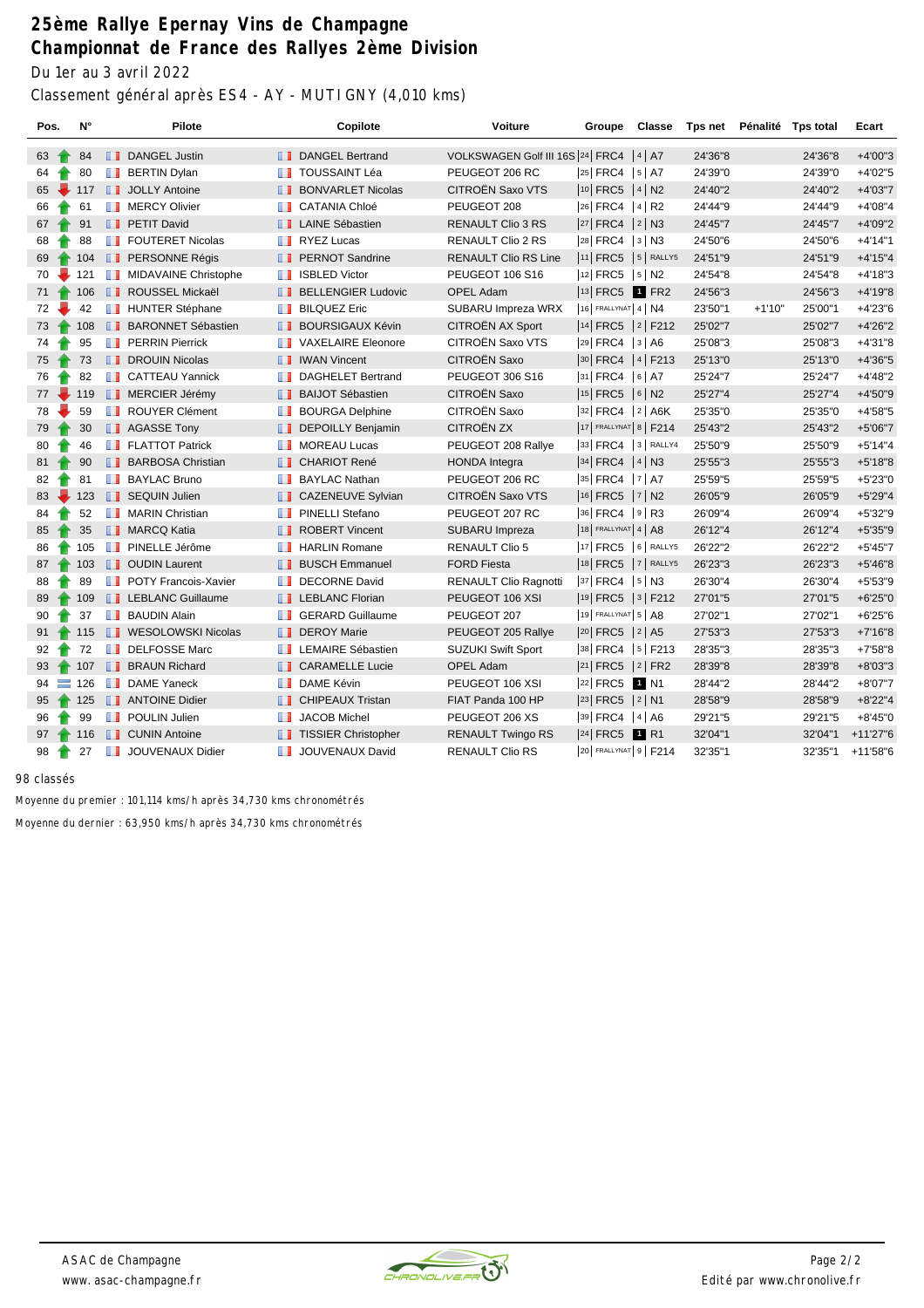# 25ème Rallye Epernay Vins de Champagne
## Championnat de France des Rallyes 2ème Division

Du 1er au 3 avril 2022

Classement général après ES4 - AY - MUTIGNY (4,010 kms)

| Pos. | N° | Pilote | Copilote | Voiture | Groupe | Classe | Tps net | Pénalité | Tps total | Ecart |
|---|---|---|---|---|---|---|---|---|---|---|
| 63 | 84 | DANGEL Justin | DANGEL Bertrand | VOLKSWAGEN Golf III 16S | 24 FRC4 | 4 A7 | 24'36"8 | | 24'36"8 | +4'00"3 |
| 64 | 80 | BERTIN Dylan | TOUSSAINT Léa | PEUGEOT 206 RC | 25 FRC4 | 5 A7 | 24'39"0 | | 24'39"0 | +4'02"5 |
| 65 | 117 | JOLLY Antoine | BONVARLET Nicolas | CITROËN Saxo VTS | 10 FRC5 | 4 N2 | 24'40"2 | | 24'40"2 | +4'03"7 |
| 66 | 61 | MERCY Olivier | CATANIA Chloé | PEUGEOT 208 | 26 FRC4 | 4 R2 | 24'44"9 | | 24'44"9 | +4'08"4 |
| 67 | 91 | PETIT David | LAINE Sébastien | RENAULT Clio 3 RS | 27 FRC4 | 2 N3 | 24'45"7 | | 24'45"7 | +4'09"2 |
| 68 | 88 | FOUTERET Nicolas | RYEZ Lucas | RENAULT Clio 2 RS | 28 FRC4 | 3 N3 | 24'50"6 | | 24'50"6 | +4'14"1 |
| 69 | 104 | PERSONNE Régis | PERNOT Sandrine | RENAULT Clio RS Line | 11 FRC5 | 5 RALLY5 | 24'51"9 | | 24'51"9 | +4'15"4 |
| 70 | 121 | MIDAVAINE Christophe | ISBLED Victor | PEUGEOT 106 S16 | 12 FRC5 | 5 N2 | 24'54"8 | | 24'54"8 | +4'18"3 |
| 71 | 106 | ROUSSEL Mickaël | BELLENGIER Ludovic | OPEL Adam | 13 FRC5 | 1 FR2 | 24'56"3 | | 24'56"3 | +4'19"8 |
| 72 | 42 | HUNTER Stéphane | BILQUEZ Eric | SUBARU Impreza WRX | 16 FRALLYNAT | 4 N4 | 23'50"1 | +1'10" | 25'00"1 | +4'23"6 |
| 73 | 108 | BARONNET Sébastien | BOURSIGAUX Kévin | CITROËN AX Sport | 14 FRC5 | 2 F212 | 25'02"7 | | 25'02"7 | +4'26"2 |
| 74 | 95 | PERRIN Pierrick | VAXELAIRE Eleonore | CITROËN Saxo VTS | 29 FRC4 | 3 A6 | 25'08"3 | | 25'08"3 | +4'31"8 |
| 75 | 73 | DROUIN Nicolas | IWAN Vincent | CITROËN Saxo | 30 FRC4 | 4 F213 | 25'13"0 | | 25'13"0 | +4'36"5 |
| 76 | 82 | CATTEAU Yannick | DAGHELET Bertrand | PEUGEOT 306 S16 | 31 FRC4 | 6 A7 | 25'24"7 | | 25'24"7 | +4'48"2 |
| 77 | 119 | MERCIER Jérémy | BAIJOT Sébastien | CITROËN Saxo | 15 FRC5 | 6 N2 | 25'27"4 | | 25'27"4 | +4'50"9 |
| 78 | 59 | ROUYER Clément | BOURGA Delphine | CITROËN Saxo | 32 FRC4 | 2 A6K | 25'35"0 | | 25'35"0 | +4'58"5 |
| 79 | 30 | AGASSE Tony | DEPOILLY Benjamin | CITROËN ZX | 17 FRALLYNAT | 8 F214 | 25'43"2 | | 25'43"2 | +5'06"7 |
| 80 | 46 | FLATTOT Patrick | MOREAU Lucas | PEUGEOT 208 Rallye | 33 FRC4 | 3 RALLY4 | 25'50"9 | | 25'50"9 | +5'14"4 |
| 81 | 90 | BARBOSA Christian | CHARIOT René | HONDA Integra | 34 FRC4 | 4 N3 | 25'55"3 | | 25'55"3 | +5'18"8 |
| 82 | 81 | BAYLAC Bruno | BAYLAC Nathan | PEUGEOT 206 RC | 35 FRC4 | 7 A7 | 25'59"5 | | 25'59"5 | +5'23"0 |
| 83 | 123 | SEQUIN Julien | CAZENEUVE Sylvian | CITROËN Saxo VTS | 16 FRC5 | 7 N2 | 26'05"9 | | 26'05"9 | +5'29"4 |
| 84 | 52 | MARIN Christian | PINELLI Stefano | PEUGEOT 207 RC | 36 FRC4 | 9 R3 | 26'09"4 | | 26'09"4 | +5'32"9 |
| 85 | 35 | MARCQ Katia | ROBERT Vincent | SUBARU Impreza | 18 FRALLYNAT | 4 A8 | 26'12"4 | | 26'12"4 | +5'35"9 |
| 86 | 105 | PINELLE Jérôme | HARLIN Romane | RENAULT Clio 5 | 17 FRC5 | 6 RALLY5 | 26'22"2 | | 26'22"2 | +5'45"7 |
| 87 | 103 | OUDIN Laurent | BUSCH Emmanuel | FORD Fiesta | 18 FRC5 | 7 RALLY5 | 26'23"3 | | 26'23"3 | +5'46"8 |
| 88 | 89 | POTY Francois-Xavier | DECORNE David | RENAULT Clio Ragnotti | 37 FRC4 | 5 N3 | 26'30"4 | | 26'30"4 | +5'53"9 |
| 89 | 109 | LEBLANC Guillaume | LEBLANC Florian | PEUGEOT 106 XSI | 19 FRC5 | 3 F212 | 27'01"5 | | 27'01"5 | +6'25"0 |
| 90 | 37 | BAUDIN Alain | GERARD Guillaume | PEUGEOT 207 | 19 FRALLYNAT | 5 A8 | 27'02"1 | | 27'02"1 | +6'25"6 |
| 91 | 115 | WESOLOWSKI Nicolas | DEROY Marie | PEUGEOT 205 Rallye | 20 FRC5 | 2 A5 | 27'53"3 | | 27'53"3 | +7'16"8 |
| 92 | 72 | DELFOSSE Marc | LEMAIRE Sébastien | SUZUKI Swift Sport | 38 FRC4 | 5 F213 | 28'35"3 | | 28'35"3 | +7'58"8 |
| 93 | 107 | BRAUN Richard | CARAMELLE Lucie | OPEL Adam | 21 FRC5 | 2 FR2 | 28'39"8 | | 28'39"8 | +8'03"3 |
| 94 | 126 | DAME Yaneck | DAME Kévin | PEUGEOT 106 XSI | 22 FRC5 | 1 N1 | 28'44"2 | | 28'44"2 | +8'07"7 |
| 95 | 125 | ANTOINE Didier | CHIPEAUX Tristan | FIAT Panda 100 HP | 23 FRC5 | 2 N1 | 28'58"9 | | 28'58"9 | +8'22"4 |
| 96 | 99 | POULIN Julien | JACOB Michel | PEUGEOT 206 XS | 39 FRC4 | 4 A6 | 29'21"5 | | 29'21"5 | +8'45"0 |
| 97 | 116 | CUNIN Antoine | TISSIER Christopher | RENAULT Twingo RS | 24 FRC5 | 1 R1 | 32'04"1 | | 32'04"1 | +11'27"6 |
| 98 | 27 | JOUVENAUX Didier | JOUVENAUX David | RENAULT Clio RS | 20 FRALLYNAT | 9 F214 | 32'35"1 | | 32'35"1 | +11'58"6 |

98 classés

Moyenne du premier : 101,114 kms/h après 34,730 kms chronométrés

Moyenne du dernier : 63,950 kms/h après 34,730 kms chronométrés

ASAC de Champagne
www.asac-champagne.fr

Edité par www.chronolive.fr